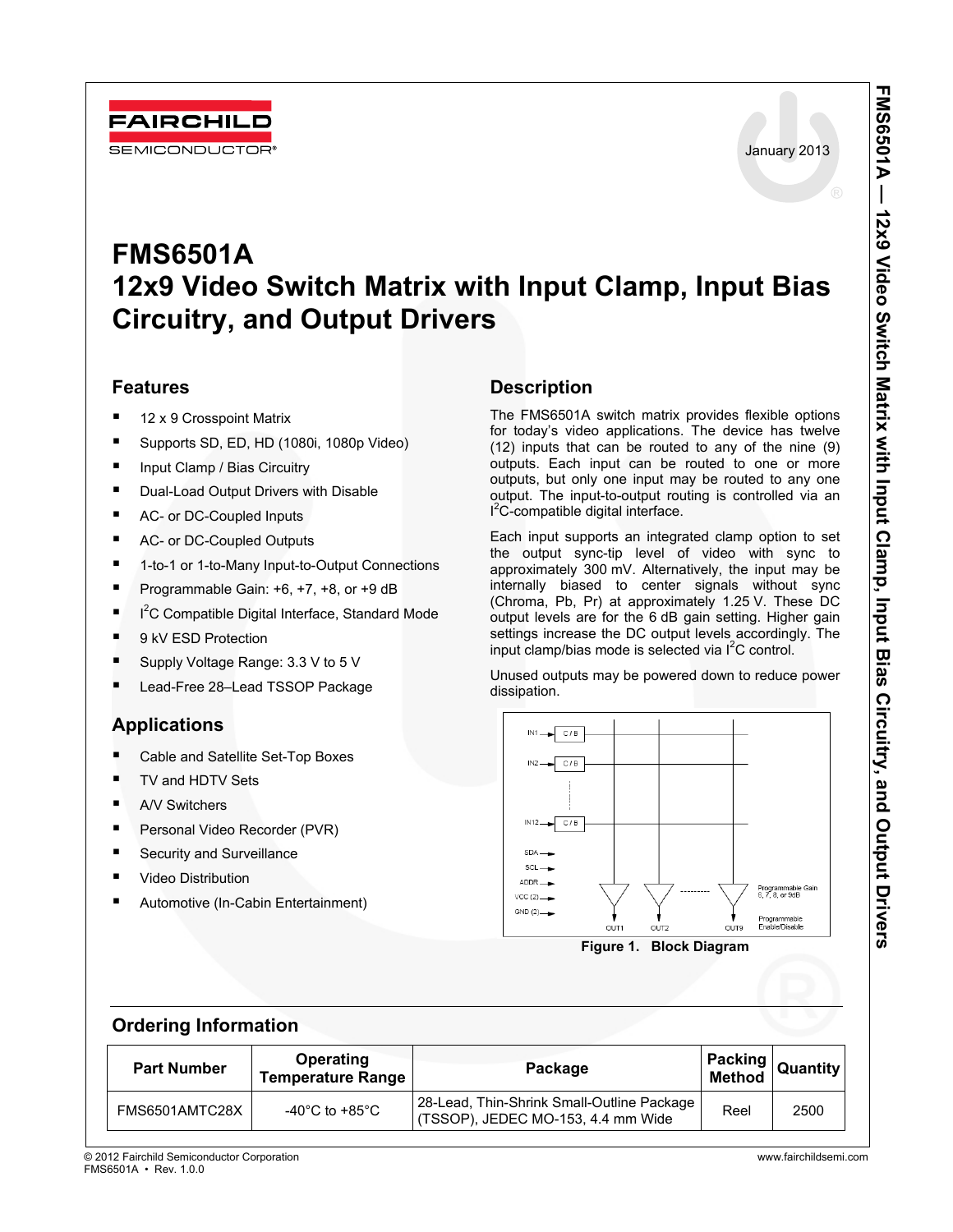FAIRCHILD SEMICONDUCTOR®

January 2013

# FMS6501A
# 12x9 Video Switch Matrix with Input Clamp, Input Bias Circuitry, and Output Drivers

## Features

- 12 x 9 Crosspoint Matrix
- Supports SD, ED, HD (1080i, 1080p Video)
- Input Clamp / Bias Circuitry
- Dual-Load Output Drivers with Disable
- AC- or DC-Coupled Inputs
- AC- or DC-Coupled Outputs
- 1-to-1 or 1-to-Many Input-to-Output Connections
- Programmable Gain: +6, +7, +8, or +9 dB
- I²C Compatible Digital Interface, Standard Mode
- 9 kV ESD Protection
- Supply Voltage Range: 3.3 V to 5 V
- Lead-Free 28–Lead TSSOP Package

## Applications

- Cable and Satellite Set-Top Boxes
- TV and HDTV Sets
- A/V Switchers
- Personal Video Recorder (PVR)
- Security and Surveillance
- Video Distribution
- Automotive (In-Cabin Entertainment)

## Description

The FMS6501A switch matrix provides flexible options for today's video applications. The device has twelve (12) inputs that can be routed to any of the nine (9) outputs. Each input can be routed to one or more outputs, but only one input may be routed to any one output. The input-to-output routing is controlled via an I²C-compatible digital interface.

Each input supports an integrated clamp option to set the output sync-tip level of video with sync to approximately 300 mV. Alternatively, the input may be internally biased to center signals without sync (Chroma, Pb, Pr) at approximately 1.25 V. These DC output levels are for the 6 dB gain setting. Higher gain settings increase the DC output levels accordingly. The input clamp/bias mode is selected via I²C control.

Unused outputs may be powered down to reduce power dissipation.

IN1, IN2, IN12, C / B, SDA, SCL, ADDR, VCC (2), GND (2), OUT1, OUT2, OUT9, Programmable Gain 6, 7, 8, or 9dB, Programmable Enable/Disable

**Figure 1. Block Diagram**

## Ordering Information

| Part Number | Operating Temperature Range | Package | Packing Method | Quantity |
|---|---|---|---|---|
| FMS6501AMTC28X | -40°C to +85°C | 28-Lead, Thin-Shrink Small-Outline Package (TSSOP), JEDEC MO-153, 4.4 mm Wide | Reel | 2500 |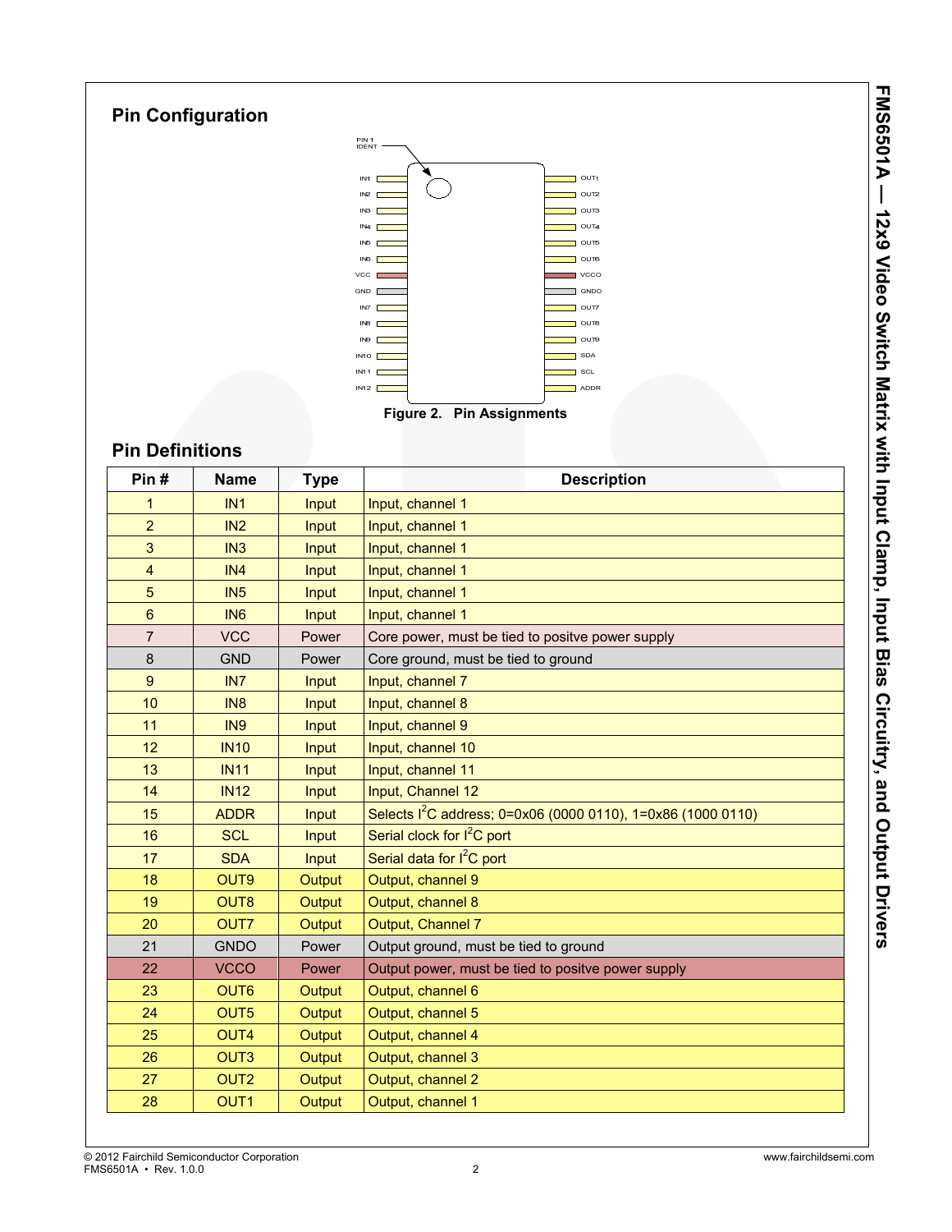## Pin Configuration

Figure 2. Pin Assignments

## Pin Definitions

| Pin # | Name | Type | Description |
|---|---|---|---|
| 1 | IN1 | Input | Input, channel 1 |
| 2 | IN2 | Input | Input, channel 1 |
| 3 | IN3 | Input | Input, channel 1 |
| 4 | IN4 | Input | Input, channel 1 |
| 5 | IN5 | Input | Input, channel 1 |
| 6 | IN6 | Input | Input, channel 1 |
| 7 | VCC | Power | Core power, must be tied to positve power supply |
| 8 | GND | Power | Core ground, must be tied to ground |
| 9 | IN7 | Input | Input, channel 7 |
| 10 | IN8 | Input | Input, channel 8 |
| 11 | IN9 | Input | Input, channel 9 |
| 12 | IN10 | Input | Input, channel 10 |
| 13 | IN11 | Input | Input, channel 11 |
| 14 | IN12 | Input | Input, Channel 12 |
| 15 | ADDR | Input | Selects I²C address; 0=0x06 (0000 0110), 1=0x86 (1000 0110) |
| 16 | SCL | Input | Serial clock for I²C port |
| 17 | SDA | Input | Serial data for I²C port |
| 18 | OUT9 | Output | Output, channel 9 |
| 19 | OUT8 | Output | Output, channel 8 |
| 20 | OUT7 | Output | Output, Channel 7 |
| 21 | GNDO | Power | Output ground, must be tied to ground |
| 22 | VCCO | Power | Output power, must be tied to positve power supply |
| 23 | OUT6 | Output | Output, channel 6 |
| 24 | OUT5 | Output | Output, channel 5 |
| 25 | OUT4 | Output | Output, channel 4 |
| 26 | OUT3 | Output | Output, channel 3 |
| 27 | OUT2 | Output | Output, channel 2 |
| 28 | OUT1 | Output | Output, channel 1 |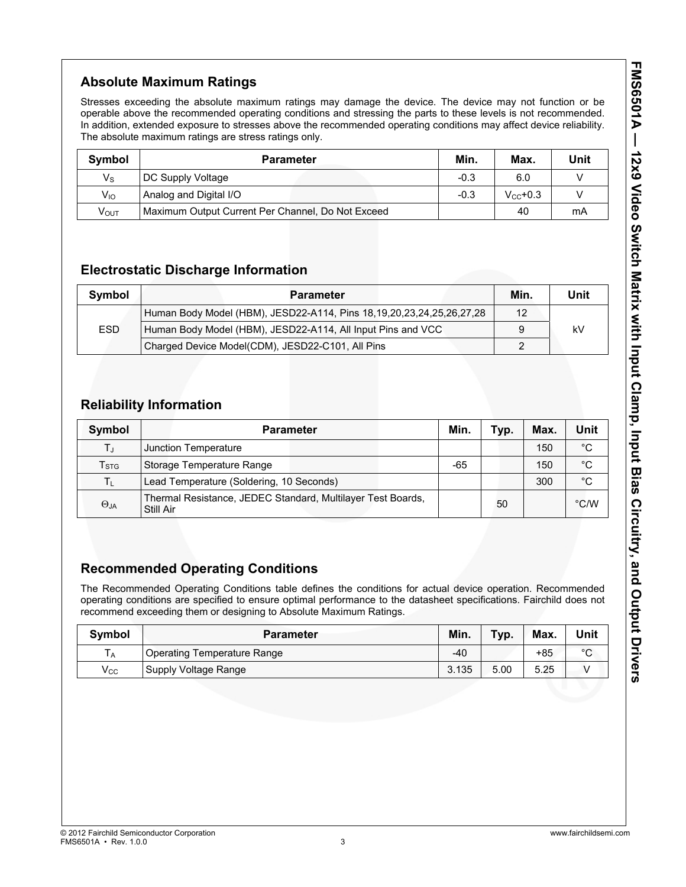## Absolute Maximum Ratings

Stresses exceeding the absolute maximum ratings may damage the device. The device may not function or be operable above the recommended operating conditions and stressing the parts to these levels is not recommended. In addition, extended exposure to stresses above the recommended operating conditions may affect device reliability. The absolute maximum ratings are stress ratings only.

| Symbol | Parameter | Min. | Max. | Unit |
|---|---|---|---|---|
| $V_S$ | DC Supply Voltage | -0.3 | 6.0 | V |
| $V_{IO}$ | Analog and Digital I/O | -0.3 | $V_{CC}$+0.3 | V |
| $V_{OUT}$ | Maximum Output Current Per Channel, Do Not Exceed | | 40 | mA |

## Electrostatic Discharge Information

| Symbol | Parameter | Min. | Unit |
|---|---|---|---|
| ESD | Human Body Model (HBM), JESD22-A114, Pins 18,19,20,23,24,25,26,27,28 | 12 | kV |
| | Human Body Model (HBM), JESD22-A114, All Input Pins and VCC | 9 | |
| | Charged Device Model(CDM), JESD22-C101, All Pins | 2 | |

## Reliability Information

| Symbol | Parameter | Min. | Typ. | Max. | Unit |
|---|---|---|---|---|---|
| $T_J$ | Junction Temperature | | | 150 | °C |
| $T_{STG}$ | Storage Temperature Range | -65 | | 150 | °C |
| $T_L$ | Lead Temperature (Soldering, 10 Seconds) | | | 300 | °C |
| $\Theta_{JA}$ | Thermal Resistance, JEDEC Standard, Multilayer Test Boards, Still Air | | 50 | | °C/W |

## Recommended Operating Conditions

The Recommended Operating Conditions table defines the conditions for actual device operation. Recommended operating conditions are specified to ensure optimal performance to the datasheet specifications. Fairchild does not recommend exceeding them or designing to Absolute Maximum Ratings.

| Symbol | Parameter | Min. | Typ. | Max. | Unit |
|---|---|---|---|---|---|
| $T_A$ | Operating Temperature Range | -40 | | +85 | °C |
| $V_{CC}$ | Supply Voltage Range | 3.135 | 5.00 | 5.25 | V |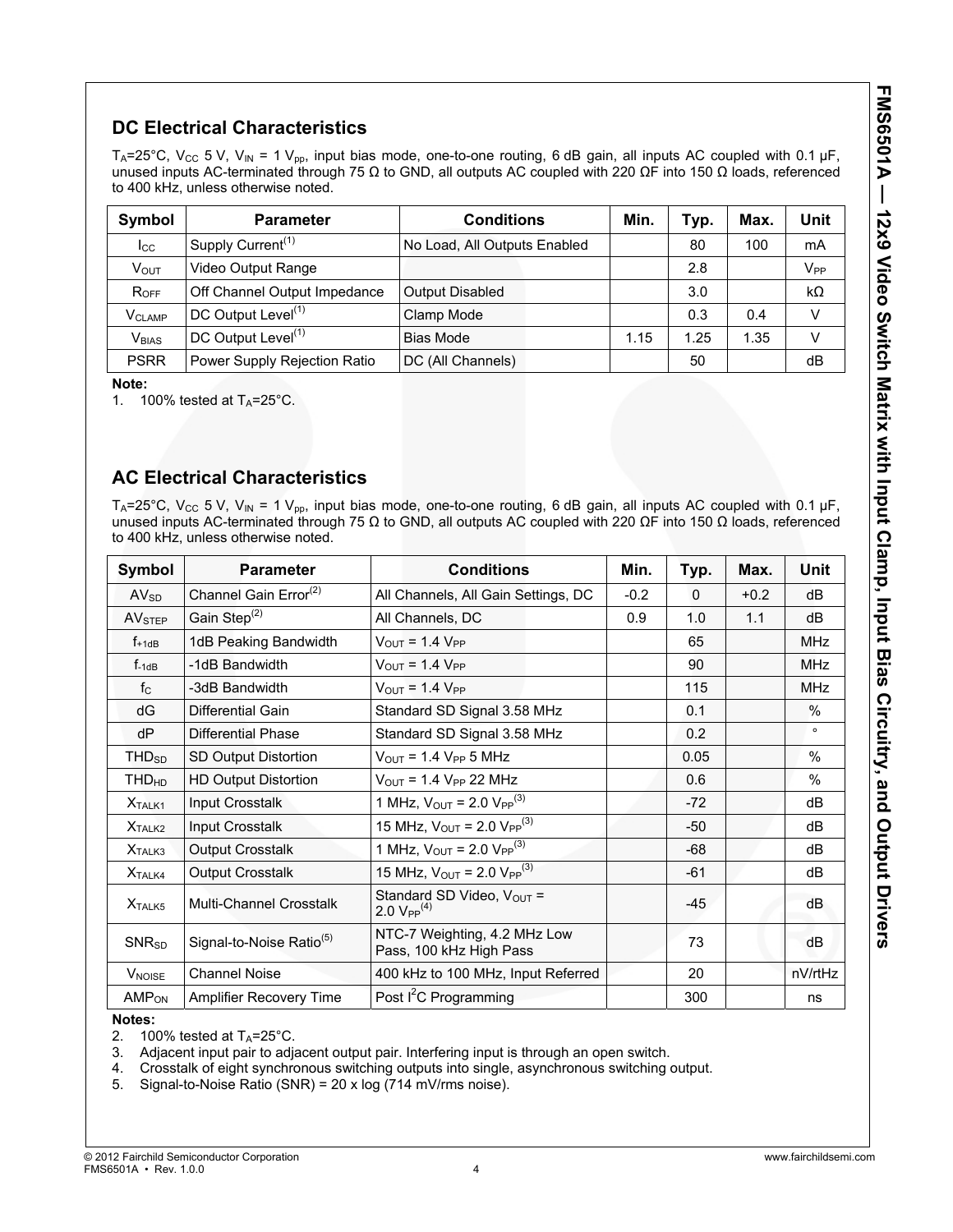## DC Electrical Characteristics

$T_A$=25°C, $V_{CC}$ 5 V, $V_{IN}$ = 1 $V_{pp}$, input bias mode, one-to-one routing, 6 dB gain, all inputs AC coupled with 0.1 µF, unused inputs AC-terminated through 75 Ω to GND, all outputs AC coupled with 220 ΩF into 150 Ω loads, referenced to 400 kHz, unless otherwise noted.

| Symbol | Parameter | Conditions | Min. | Typ. | Max. | Unit |
|---|---|---|---|---|---|---|
| $I_{CC}$ | Supply Current(1) | No Load, All Outputs Enabled | | 80 | 100 | mA |
| $V_{OUT}$ | Video Output Range | | | 2.8 | | $V_{PP}$ |
| $R_{OFF}$ | Off Channel Output Impedance | Output Disabled | | 3.0 | | kΩ |
| $V_{CLAMP}$ | DC Output Level(1) | Clamp Mode | | 0.3 | 0.4 | V |
| $V_{BIAS}$ | DC Output Level(1) | Bias Mode | 1.15 | 1.25 | 1.35 | V |
| PSRR | Power Supply Rejection Ratio | DC (All Channels) | | 50 | | dB |

**Note:**
1. 100% tested at $T_A$=25°C.

## AC Electrical Characteristics

$T_A$=25°C, $V_{CC}$ 5 V, $V_{IN}$ = 1 $V_{pp}$, input bias mode, one-to-one routing, 6 dB gain, all inputs AC coupled with 0.1 µF, unused inputs AC-terminated through 75 Ω to GND, all outputs AC coupled with 220 ΩF into 150 Ω loads, referenced to 400 kHz, unless otherwise noted.

| Symbol | Parameter | Conditions | Min. | Typ. | Max. | Unit |
|---|---|---|---|---|---|---|
| $AV_{SD}$ | Channel Gain Error(2) | All Channels, All Gain Settings, DC | -0.2 | 0 | +0.2 | dB |
| $AV_{STEP}$ | Gain Step(2) | All Channels, DC | 0.9 | 1.0 | 1.1 | dB |
| $f_{+1dB}$ | 1dB Peaking Bandwidth | $V_{OUT}$ = 1.4 $V_{PP}$ | | 65 | | MHz |
| $f_{-1dB}$ | -1dB Bandwidth | $V_{OUT}$ = 1.4 $V_{PP}$ | | 90 | | MHz |
| $f_C$ | -3dB Bandwidth | $V_{OUT}$ = 1.4 $V_{PP}$ | | 115 | | MHz |
| dG | Differential Gain | Standard SD Signal 3.58 MHz | | 0.1 | | % |
| dP | Differential Phase | Standard SD Signal 3.58 MHz | | 0.2 | | ° |
| $THD_{SD}$ | SD Output Distortion | $V_{OUT}$ = 1.4 $V_{PP}$ 5 MHz | | 0.05 | | % |
| $THD_{HD}$ | HD Output Distortion | $V_{OUT}$ = 1.4 $V_{PP}$ 22 MHz | | 0.6 | | % |
| $X_{TALK1}$ | Input Crosstalk | 1 MHz, $V_{OUT}$ = 2.0 $V_{PP}$(3) | | -72 | | dB |
| $X_{TALK2}$ | Input Crosstalk | 15 MHz, $V_{OUT}$ = 2.0 $V_{PP}$(3) | | -50 | | dB |
| $X_{TALK3}$ | Output Crosstalk | 1 MHz, $V_{OUT}$ = 2.0 $V_{PP}$(3) | | -68 | | dB |
| $X_{TALK4}$ | Output Crosstalk | 15 MHz, $V_{OUT}$ = 2.0 $V_{PP}$(3) | | -61 | | dB |
| $X_{TALK5}$ | Multi-Channel Crosstalk | Standard SD Video, $V_{OUT}$ = 2.0 $V_{PP}$(4) | | -45 | | dB |
| $SNR_{SD}$ | Signal-to-Noise Ratio(5) | NTC-7 Weighting, 4.2 MHz Low Pass, 100 kHz High Pass | | 73 | | dB |
| $V_{NOISE}$ | Channel Noise | 400 kHz to 100 MHz, Input Referred | | 20 | | nV/rtHz |
| $AMP_{ON}$ | Amplifier Recovery Time | Post $I^2C$ Programming | | 300 | | ns |

**Notes:**
2. 100% tested at $T_A$=25°C.
3. Adjacent input pair to adjacent output pair. Interfering input is through an open switch.
4. Crosstalk of eight synchronous switching outputs into single, asynchronous switching output.
5. Signal-to-Noise Ratio (SNR) = 20 x log (714 mV/rms noise).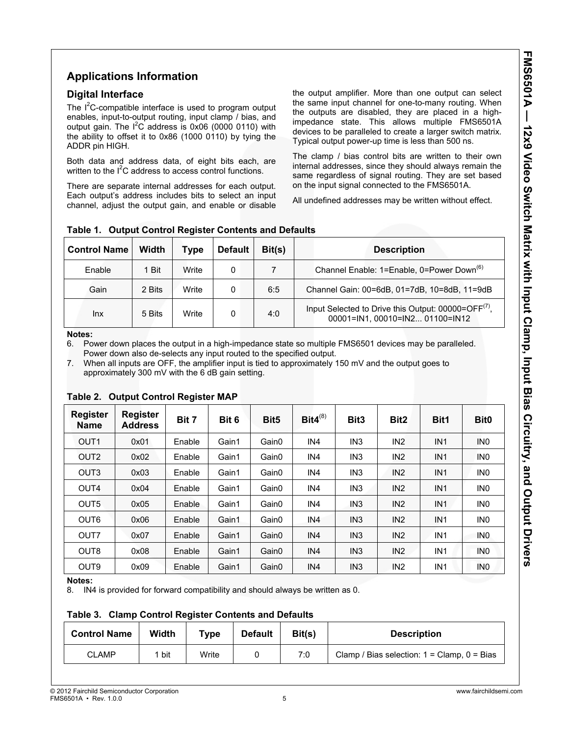## Applications Information

### Digital Interface

The $I^2C$-compatible interface is used to program output enables, input-to-output routing, input clamp / bias, and output gain. The $I^2C$ address is 0x06 (0000 0110) with the ability to offset it to 0x86 (1000 0110) by tying the ADDR pin HIGH.

Both data and address data, of eight bits each, are written to the $I^2C$ address to access control functions.

There are separate internal addresses for each output. Each output's address includes bits to select an input channel, adjust the output gain, and enable or disable the output amplifier. More than one output can select the same input channel for one-to-many routing. When the outputs are disabled, they are placed in a high-impedance state. This allows multiple FMS6501A devices to be paralleled to create a larger switch matrix. Typical output power-up time is less than 500 ns.

The clamp / bias control bits are written to their own internal addresses, since they should always remain the same regardless of signal routing. They are set based on the input signal connected to the FMS6501A.

All undefined addresses may be written without effect.

**Table 1. Output Control Register Contents and Defaults**

| Control Name | Width | Type | Default | Bit(s) | Description |
|---|---|---|---|---|---|
| Enable | 1 Bit | Write | 0 | 7 | Channel Enable: 1=Enable, 0=Power Down(6) |
| Gain | 2 Bits | Write | 0 | 6:5 | Channel Gain: 00=6dB, 01=7dB, 10=8dB, 11=9dB |
| Inx | 5 Bits | Write | 0 | 4:0 | Input Selected to Drive this Output: 00000=OFF(7), 00001=IN1, 00010=IN2... 01100=IN12 |

**Notes:**

6. Power down places the output in a high-impedance state so multiple FMS6501 devices may be paralleled. Power down also de-selects any input routed to the specified output.
7. When all inputs are OFF, the amplifier input is tied to approximately 150 mV and the output goes to approximately 300 mV with the 6 dB gain setting.

**Table 2. Output Control Register MAP**

| Register Name | Register Address | Bit 7 | Bit 6 | Bit5 | Bit4(8) | Bit3 | Bit2 | Bit1 | Bit0 |
|---|---|---|---|---|---|---|---|---|---|
| OUT1 | 0x01 | Enable | Gain1 | Gain0 | IN4 | IN3 | IN2 | IN1 | IN0 |
| OUT2 | 0x02 | Enable | Gain1 | Gain0 | IN4 | IN3 | IN2 | IN1 | IN0 |
| OUT3 | 0x03 | Enable | Gain1 | Gain0 | IN4 | IN3 | IN2 | IN1 | IN0 |
| OUT4 | 0x04 | Enable | Gain1 | Gain0 | IN4 | IN3 | IN2 | IN1 | IN0 |
| OUT5 | 0x05 | Enable | Gain1 | Gain0 | IN4 | IN3 | IN2 | IN1 | IN0 |
| OUT6 | 0x06 | Enable | Gain1 | Gain0 | IN4 | IN3 | IN2 | IN1 | IN0 |
| OUT7 | 0x07 | Enable | Gain1 | Gain0 | IN4 | IN3 | IN2 | IN1 | IN0 |
| OUT8 | 0x08 | Enable | Gain1 | Gain0 | IN4 | IN3 | IN2 | IN1 | IN0 |
| OUT9 | 0x09 | Enable | Gain1 | Gain0 | IN4 | IN3 | IN2 | IN1 | IN0 |

**Notes:**

8. IN4 is provided for forward compatibility and should always be written as 0.

**Table 3. Clamp Control Register Contents and Defaults**

| Control Name | Width | Type | Default | Bit(s) | Description |
|---|---|---|---|---|---|
| CLAMP | 1 bit | Write | 0 | 7:0 | Clamp / Bias selection: 1 = Clamp, 0 = Bias |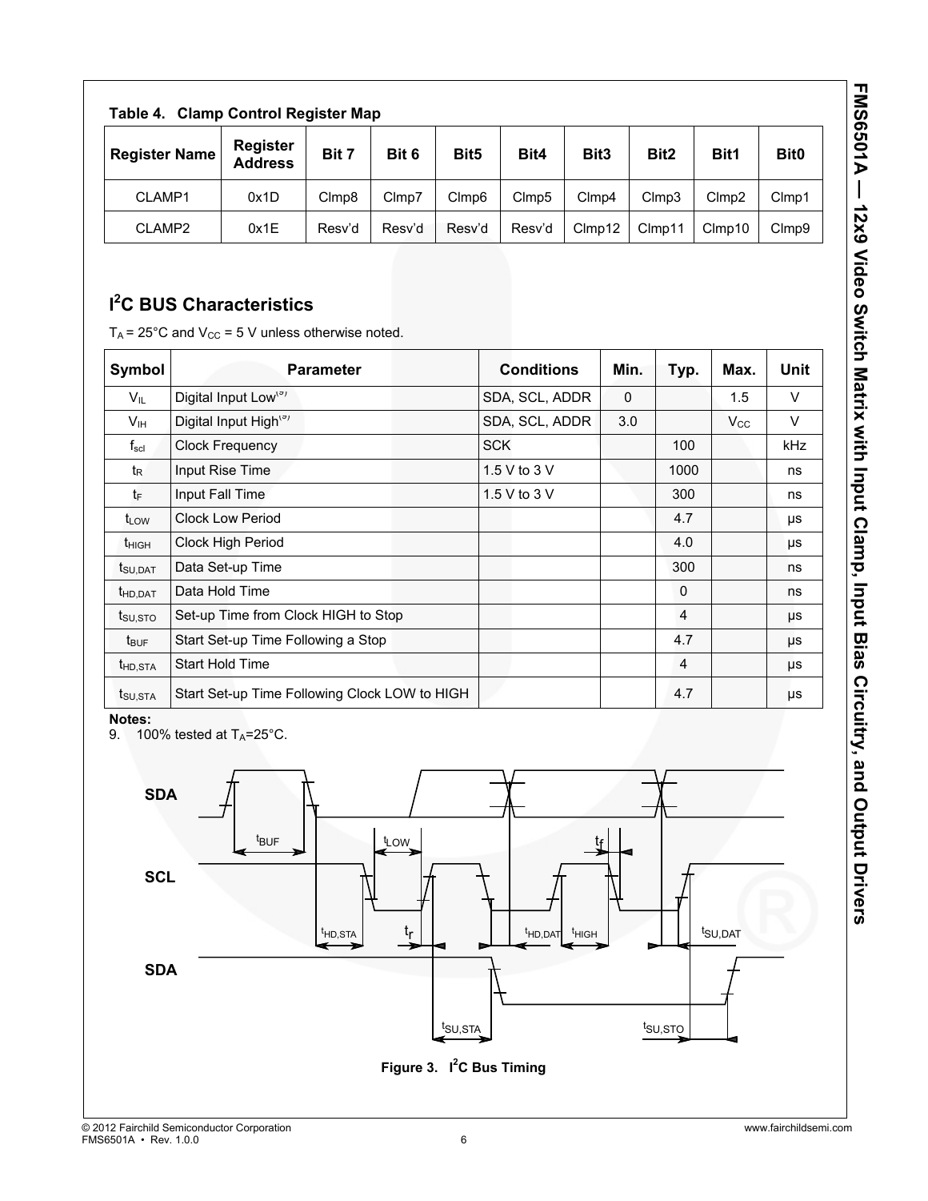**Table 4. Clamp Control Register Map**

| Register Name | Register Address | Bit 7 | Bit 6 | Bit5 | Bit4 | Bit3 | Bit2 | Bit1 | Bit0 |
|---|---|---|---|---|---|---|---|---|---|
| CLAMP1 | 0x1D | Clmp8 | Clmp7 | Clmp6 | Clmp5 | Clmp4 | Clmp3 | Clmp2 | Clmp1 |
| CLAMP2 | 0x1E | Resv'd | Resv'd | Resv'd | Resv'd | Clmp12 | Clmp11 | Clmp10 | Clmp9 |

## I²C BUS Characteristics

$T_A$ = 25°C and $V_{CC}$ = 5 V unless otherwise noted.

| Symbol | Parameter | Conditions | Min. | Typ. | Max. | Unit |
|---|---|---|---|---|---|---|
| $V_{IL}$ | Digital Input Low[9] | SDA, SCL, ADDR | 0 | | 1.5 | V |
| $V_{IH}$ | Digital Input High[9] | SDA, SCL, ADDR | 3.0 | | $V_{CC}$ | V |
| $f_{scl}$ | Clock Frequency | SCK | | 100 | | kHz |
| $t_R$ | Input Rise Time | 1.5 V to 3 V | | 1000 | | ns |
| $t_F$ | Input Fall Time | 1.5 V to 3 V | | 300 | | ns |
| $t_{LOW}$ | Clock Low Period | | | 4.7 | | µs |
| $t_{HIGH}$ | Clock High Period | | | 4.0 | | µs |
| $t_{SU,DAT}$ | Data Set-up Time | | | 300 | | ns |
| $t_{HD,DAT}$ | Data Hold Time | | | 0 | | ns |
| $t_{SU,STO}$ | Set-up Time from Clock HIGH to Stop | | | 4 | | µs |
| $t_{BUF}$ | Start Set-up Time Following a Stop | | | 4.7 | | µs |
| $t_{HD,STA}$ | Start Hold Time | | | 4 | | µs |
| $t_{SU,STA}$ | Start Set-up Time Following Clock LOW to HIGH | | | 4.7 | | µs |

**Notes:**

9. 100% tested at $T_A$=25°C.

Figure 3. I²C Bus Timing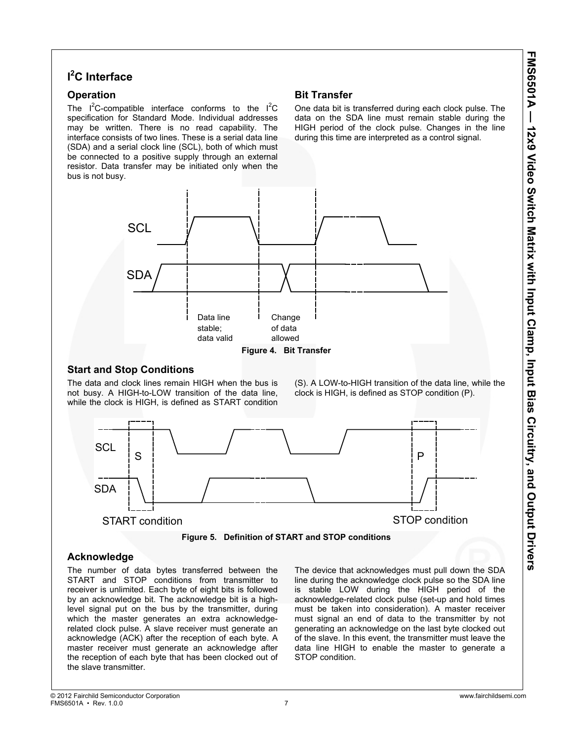## I²C Interface

### Operation

The I²C-compatible interface conforms to the I²C specification for Standard Mode. Individual addresses may be written. There is no read capability. The interface consists of two lines. These is a serial data line (SDA) and a serial clock line (SCL), both of which must be connected to a positive supply through an external resistor. Data transfer may be initiated only when the bus is not busy.

### Bit Transfer

One data bit is transferred during each clock pulse. The data on the SDA line must remain stable during the HIGH period of the clock pulse. Changes in the line during this time are interpreted as a control signal.

SCL

SDA

Data line stable; data valid

Change of data allowed

**Figure 4. Bit Transfer**

### Start and Stop Conditions

The data and clock lines remain HIGH when the bus is not busy. A HIGH-to-LOW transition of the data line, while the clock is HIGH, is defined as START condition (S). A LOW-to-HIGH transition of the data line, while the clock is HIGH, is defined as STOP condition (P).

SCL S P

SDA

START condition STOP condition

**Figure 5. Definition of START and STOP conditions**

### Acknowledge

The number of data bytes transferred between the START and STOP conditions from transmitter to receiver is unlimited. Each byte of eight bits is followed by an acknowledge bit. The acknowledge bit is a high-level signal put on the bus by the transmitter, during which the master generates an extra acknowledge-related clock pulse. A slave receiver must generate an acknowledge (ACK) after the reception of each byte. A master receiver must generate an acknowledge after the reception of each byte that has been clocked out of the slave transmitter.

The device that acknowledges must pull down the SDA line during the acknowledge clock pulse so the SDA line is stable LOW during the HIGH period of the acknowledge-related clock pulse (set-up and hold times must be taken into consideration). A master receiver must signal an end of data to the transmitter by not generating an acknowledge on the last byte clocked out of the slave. In this event, the transmitter must leave the data line HIGH to enable the master to generate a STOP condition.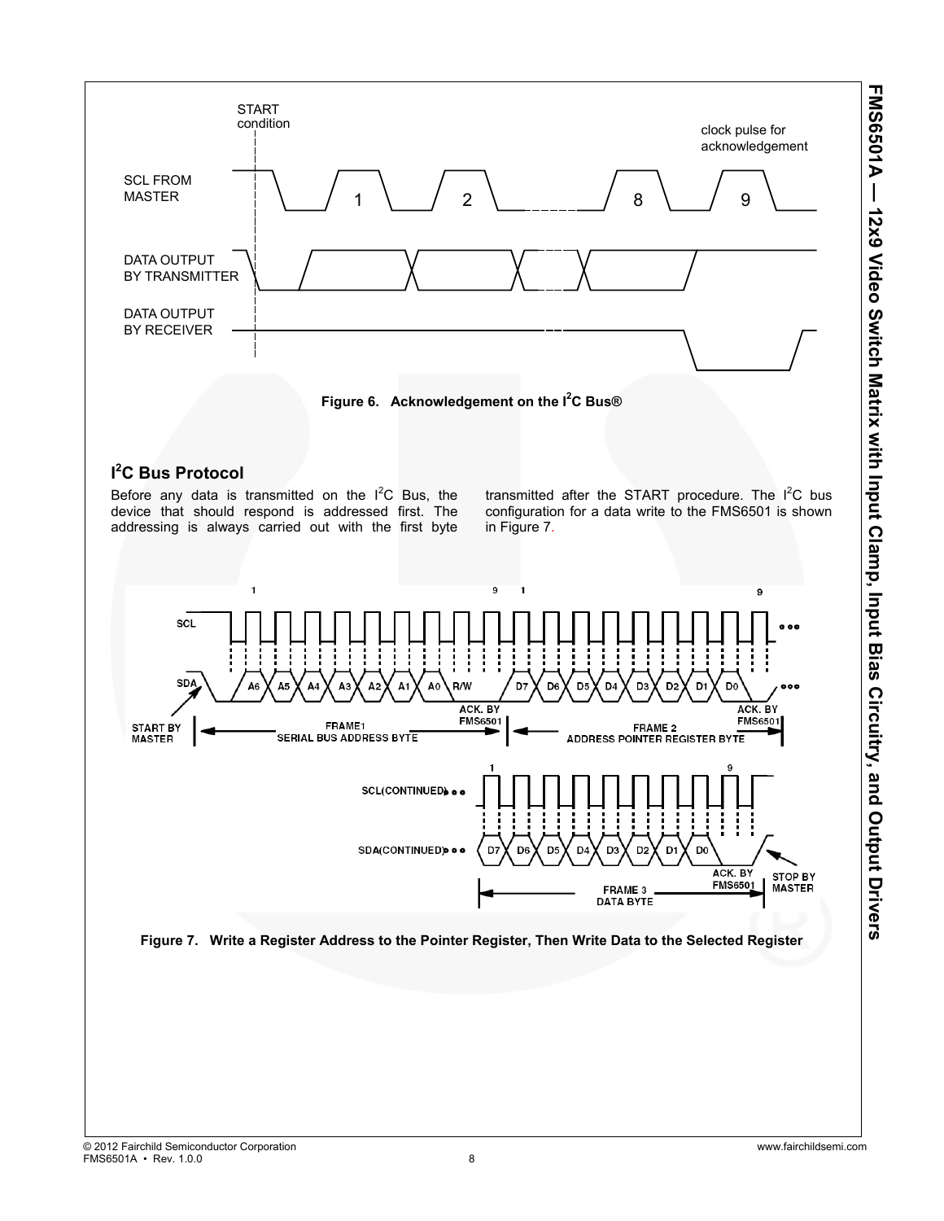Figure 6. Acknowledgement on the I²C Bus®

## I²C Bus Protocol

Before any data is transmitted on the I²C Bus, the device that should respond is addressed first. The addressing is always carried out with the first byte transmitted after the START procedure. The I²C bus configuration for a data write to the FMS6501 is shown in Figure 7.

Figure 7. Write a Register Address to the Pointer Register, Then Write Data to the Selected Register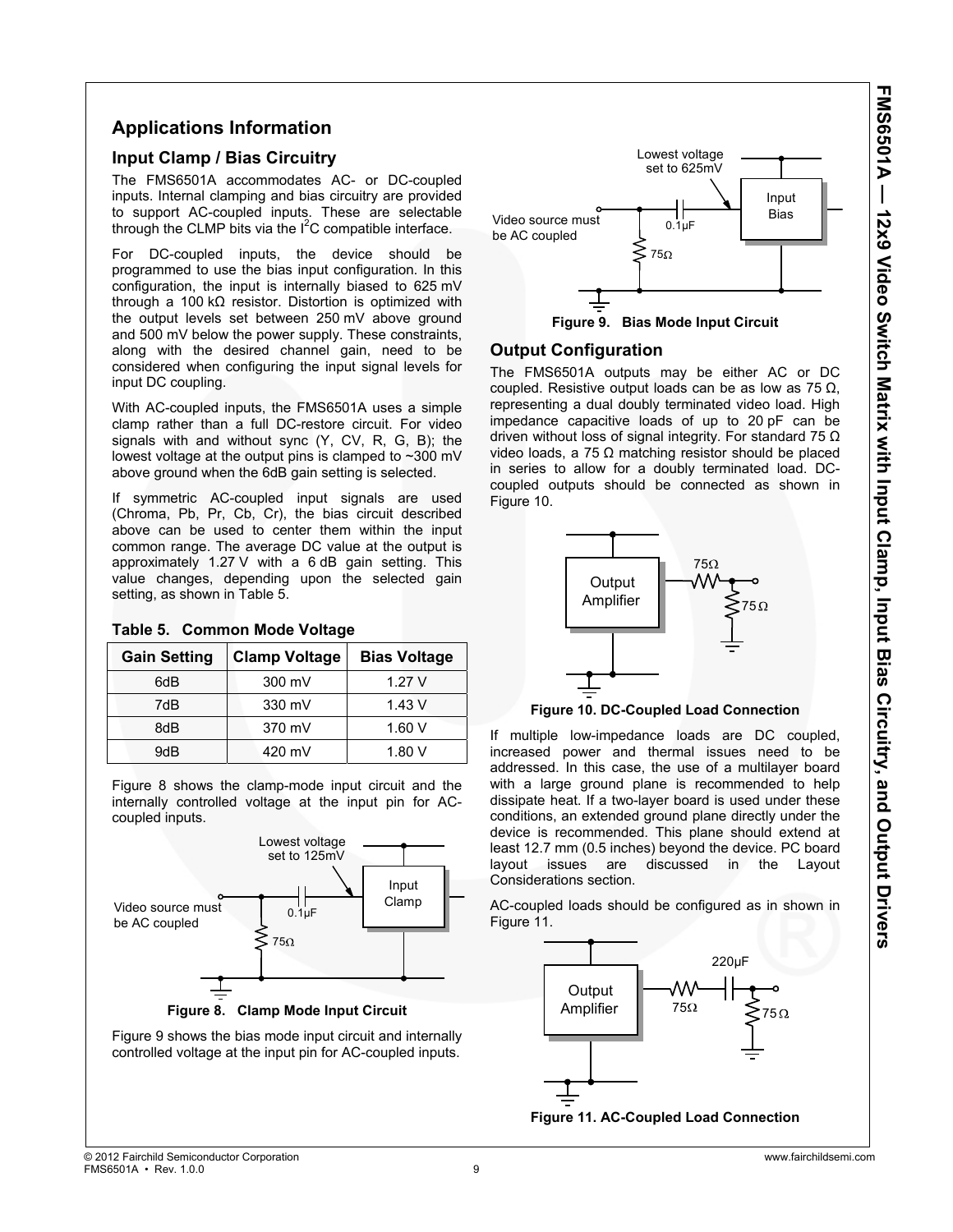# Applications Information

## Input Clamp / Bias Circuitry

The FMS6501A accommodates AC- or DC-coupled inputs. Internal clamping and bias circuitry are provided to support AC-coupled inputs. These are selectable through the CLMP bits via the $I^2C$ compatible interface.

For DC-coupled inputs, the device should be programmed to use the bias input configuration. In this configuration, the input is internally biased to 625 mV through a 100 kΩ resistor. Distortion is optimized with the output levels set between 250 mV above ground and 500 mV below the power supply. These constraints, along with the desired channel gain, need to be considered when configuring the input signal levels for input DC coupling.

With AC-coupled inputs, the FMS6501A uses a simple clamp rather than a full DC-restore circuit. For video signals with and without sync (Y, CV, R, G, B); the lowest voltage at the output pins is clamped to ~300 mV above ground when the 6dB gain setting is selected.

If symmetric AC-coupled input signals are used (Chroma, Pb, Pr, Cb, Cr), the bias circuit described above can be used to center them within the input common range. The average DC value at the output is approximately 1.27 V with a 6 dB gain setting. This value changes, depending upon the selected gain setting, as shown in Table 5.

**Table 5. Common Mode Voltage**

| Gain Setting | Clamp Voltage | Bias Voltage |
|---|---|---|
| 6dB | 300 mV | 1.27 V |
| 7dB | 330 mV | 1.43 V |
| 8dB | 370 mV | 1.60 V |
| 9dB | 420 mV | 1.80 V |

Figure 8 shows the clamp-mode input circuit and the internally controlled voltage at the input pin for AC-coupled inputs.

**Figure 8. Clamp Mode Input Circuit**

Figure 9 shows the bias mode input circuit and internally controlled voltage at the input pin for AC-coupled inputs.

**Figure 9. Bias Mode Input Circuit**

## Output Configuration

The FMS6501A outputs may be either AC or DC coupled. Resistive output loads can be as low as 75 Ω, representing a dual doubly terminated video load. High impedance capacitive loads of up to 20 pF can be driven without loss of signal integrity. For standard 75 Ω video loads, a 75 Ω matching resistor should be placed in series to allow for a doubly terminated load. DC-coupled outputs should be connected as shown in Figure 10.

**Figure 10. DC-Coupled Load Connection**

If multiple low-impedance loads are DC coupled, increased power and thermal issues need to be addressed. In this case, the use of a multilayer board with a large ground plane is recommended to help dissipate heat. If a two-layer board is used under these conditions, an extended ground plane directly under the device is recommended. This plane should extend at least 12.7 mm (0.5 inches) beyond the device. PC board layout issues are discussed in the Layout Considerations section.

AC-coupled loads should be configured as in shown in Figure 11.

**Figure 11. AC-Coupled Load Connection**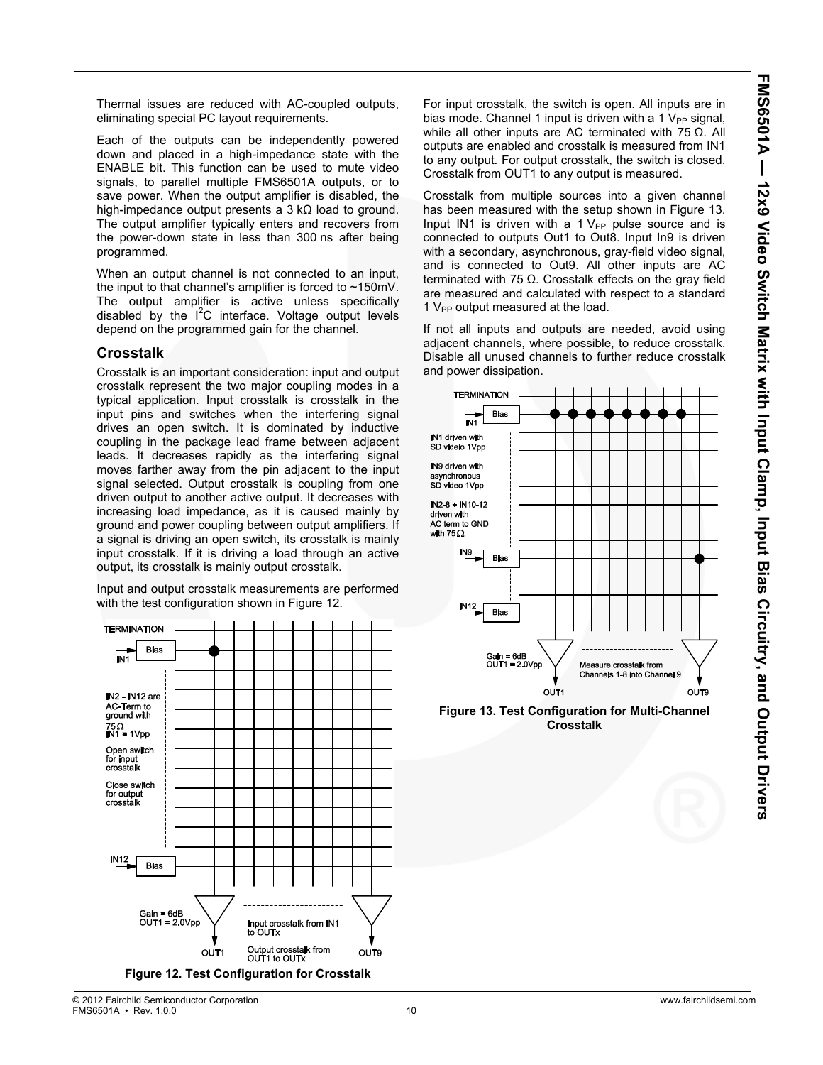Thermal issues are reduced with AC-coupled outputs, eliminating special PC layout requirements.

Each of the outputs can be independently powered down and placed in a high-impedance state with the ENABLE bit. This function can be used to mute video signals, to parallel multiple FMS6501A outputs, or to save power. When the output amplifier is disabled, the high-impedance output presents a 3 kΩ load to ground. The output amplifier typically enters and recovers from the power-down state in less than 300 ns after being programmed.

When an output channel is not connected to an input, the input to that channel's amplifier is forced to ~150mV. The output amplifier is active unless specifically disabled by the $I^2C$ interface. Voltage output levels depend on the programmed gain for the channel.

## Crosstalk

Crosstalk is an important consideration: input and output crosstalk represent the two major coupling modes in a typical application. Input crosstalk is crosstalk in the input pins and switches when the interfering signal drives an open switch. It is dominated by inductive coupling in the package lead frame between adjacent leads. It decreases rapidly as the interfering signal moves farther away from the pin adjacent to the input signal selected. Output crosstalk is coupling from one driven output to another active output. It decreases with increasing load impedance, as it is caused mainly by ground and power coupling between output amplifiers. If a signal is driving an open switch, its crosstalk is mainly input crosstalk. If it is driving a load through an active output, its crosstalk is mainly output crosstalk.

Input and output crosstalk measurements are performed with the test configuration shown in Figure 12.

**Figure 12. Test Configuration for Crosstalk**

For input crosstalk, the switch is open. All inputs are in bias mode. Channel 1 input is driven with a 1 $V_{PP}$ signal, while all other inputs are AC terminated with 75 Ω. All outputs are enabled and crosstalk is measured from IN1 to any output. For output crosstalk, the switch is closed. Crosstalk from OUT1 to any output is measured.

Crosstalk from multiple sources into a given channel has been measured with the setup shown in Figure 13. Input IN1 is driven with a 1 $V_{PP}$ pulse source and is connected to outputs Out1 to Out8. Input In9 is driven with a secondary, asynchronous, gray-field video signal, and is connected to Out9. All other inputs are AC terminated with 75 Ω. Crosstalk effects on the gray field are measured and calculated with respect to a standard 1 $V_{PP}$ output measured at the load.

If not all inputs and outputs are needed, avoid using adjacent channels, where possible, to reduce crosstalk. Disable all unused channels to further reduce crosstalk and power dissipation.

**Figure 13. Test Configuration for Multi-Channel Crosstalk**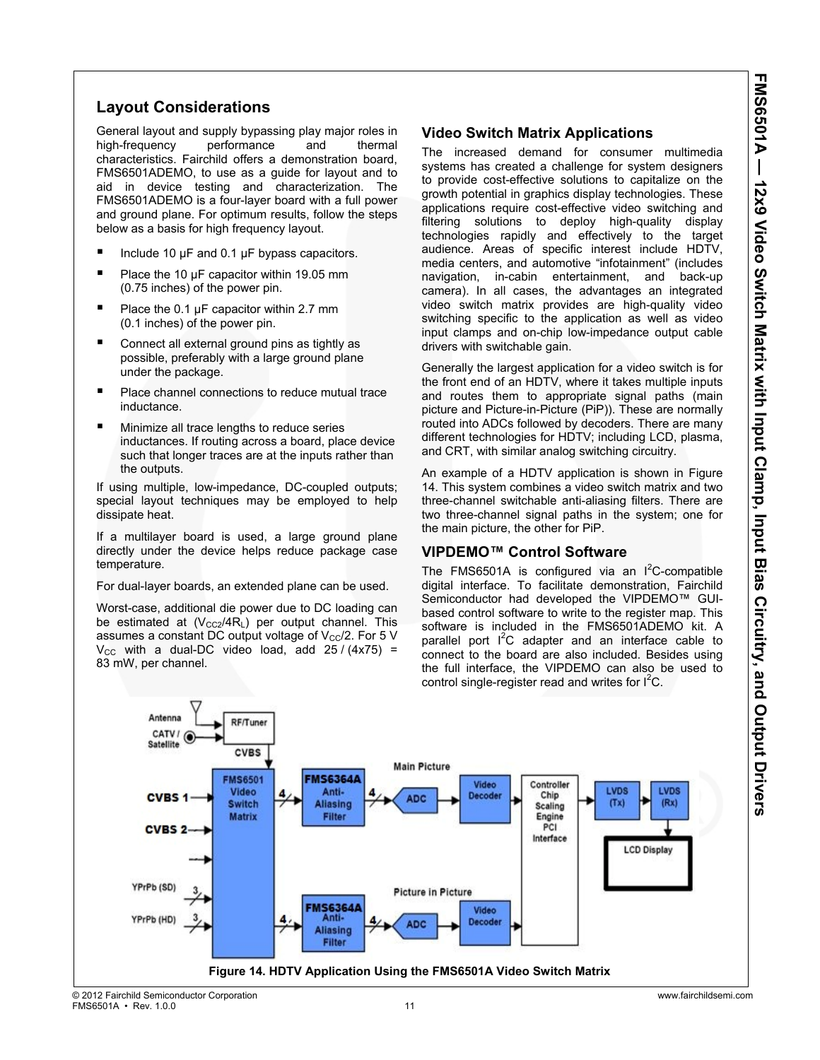## Layout Considerations

General layout and supply bypassing play major roles in high-frequency performance and thermal characteristics. Fairchild offers a demonstration board, FMS6501ADEMO, to use as a guide for layout and to aid in device testing and characterization. The FMS6501ADEMO is a four-layer board with a full power and ground plane. For optimum results, follow the steps below as a basis for high frequency layout.

- Include 10 µF and 0.1 µF bypass capacitors.
- Place the 10 µF capacitor within 19.05 mm (0.75 inches) of the power pin.
- Place the 0.1 µF capacitor within 2.7 mm (0.1 inches) of the power pin.
- Connect all external ground pins as tightly as possible, preferably with a large ground plane under the package.
- Place channel connections to reduce mutual trace inductance.
- Minimize all trace lengths to reduce series inductances. If routing across a board, place device such that longer traces are at the inputs rather than the outputs.

If using multiple, low-impedance, DC-coupled outputs; special layout techniques may be employed to help dissipate heat.

If a multilayer board is used, a large ground plane directly under the device helps reduce package case temperature.

For dual-layer boards, an extended plane can be used.

Worst-case, additional die power due to DC loading can be estimated at ($V_{CC2}/4R_L$) per output channel. This assumes a constant DC output voltage of $V_{CC}/2$. For 5 V $V_{CC}$ with a dual-DC video load, add $25 / (4x75) =$ 83 mW, per channel.

## Video Switch Matrix Applications

The increased demand for consumer multimedia systems has created a challenge for system designers to provide cost-effective solutions to capitalize on the growth potential in graphics display technologies. These applications require cost-effective video switching and filtering solutions to deploy high-quality display technologies rapidly and effectively to the target audience. Areas of specific interest include HDTV, media centers, and automotive “infotainment” (includes navigation, in-cabin entertainment, and back-up camera). In all cases, the advantages an integrated video switch matrix provides are high-quality video switching specific to the application as well as video input clamps and on-chip low-impedance output cable drivers with switchable gain.

Generally the largest application for a video switch is for the front end of an HDTV, where it takes multiple inputs and routes them to appropriate signal paths (main picture and Picture-in-Picture (PiP)). These are normally routed into ADCs followed by decoders. There are many different technologies for HDTV; including LCD, plasma, and CRT, with similar analog switching circuitry.

An example of a HDTV application is shown in Figure 14. This system combines a video switch matrix and two three-channel switchable anti-aliasing filters. There are two three-channel signal paths in the system; one for the main picture, the other for PiP.

## VIPDEMO™ Control Software

The FMS6501A is configured via an $I^2C$-compatible digital interface. To facilitate demonstration, Fairchild Semiconductor had developed the VIPDEMO™ GUI-based control software to write to the register map. This software is included in the FMS6501ADEMO kit. A parallel port $I^2C$ adapter and an interface cable to connect to the board are also included. Besides using the full interface, the VIPDEMO can also be used to control single-register read and writes for $I^2C$.

**Figure 14. HDTV Application Using the FMS6501A Video Switch Matrix**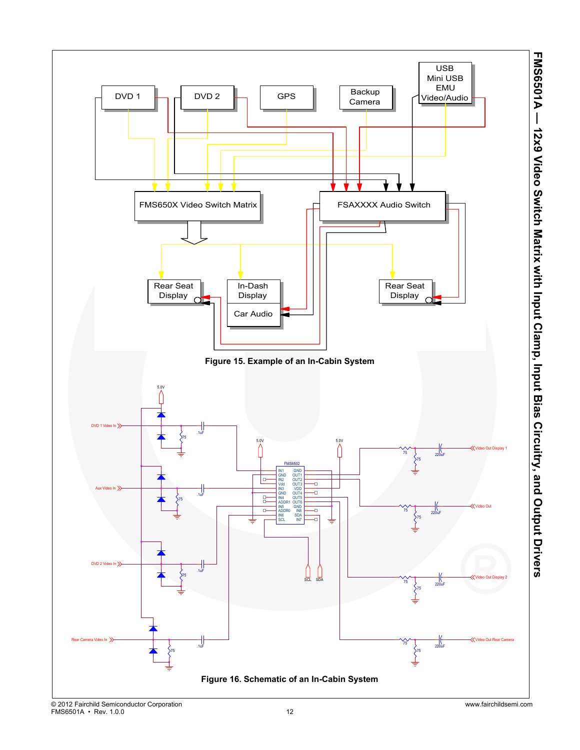Figure 15. Example of an In-Cabin System

Figure 16. Schematic of an In-Cabin System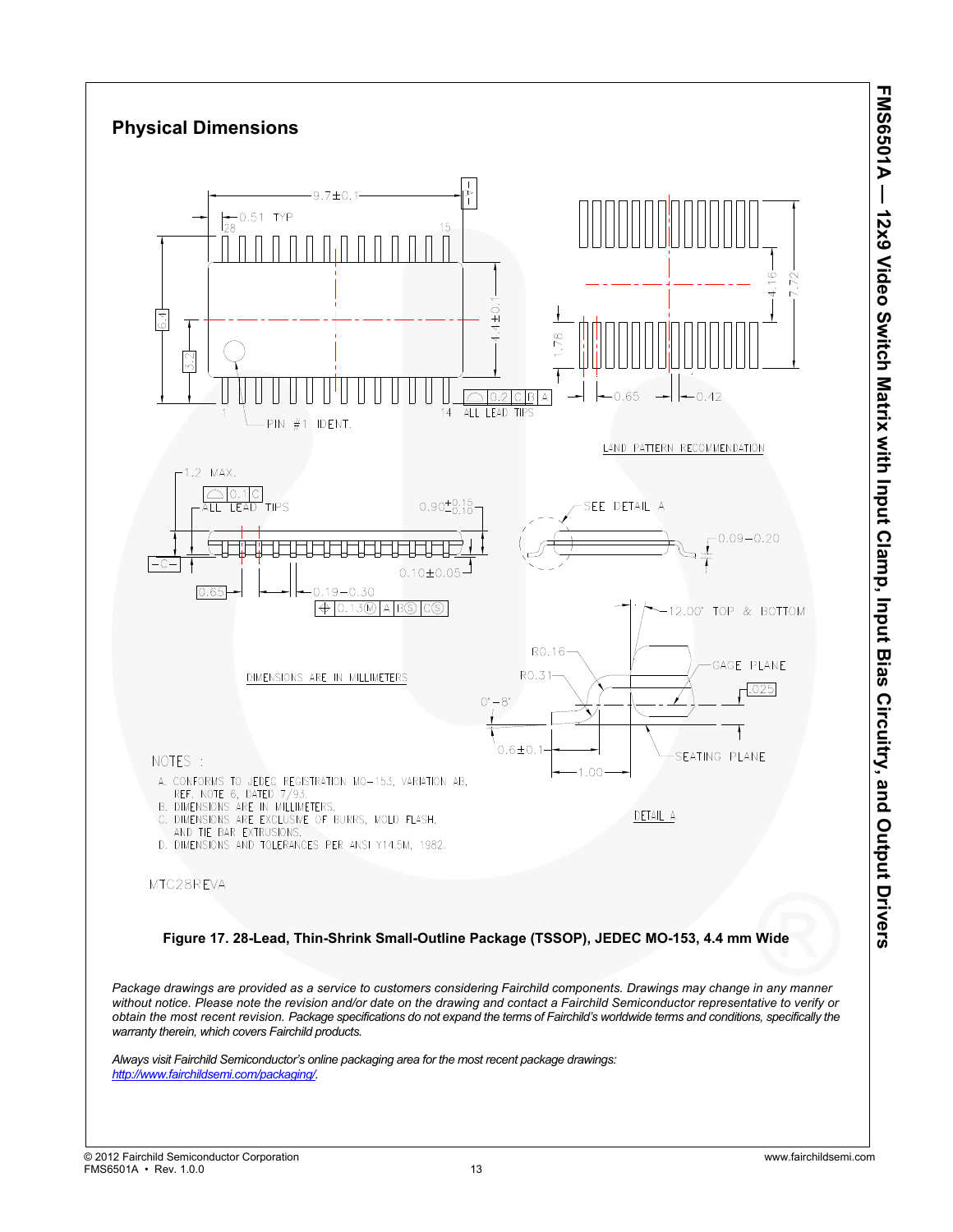## Physical Dimensions

DIMENSIONS ARE IN MILLIMETERS

NOTES :

A. CONFORMS TO JEDEC REGISTRATION MO-153, VARIATION AB, REF. NOTE 6, DATED 7/93.
B. DIMENSIONS ARE IN MILLIMETERS.
C. DIMENSIONS ARE EXCLUSIVE OF BURRS, MOLD FLASH, AND TIE BAR EXTRUSIONS.
D. DIMENSIONS AND TOLERANCES PER ANSI Y14.5M, 1982.

MTC28REVA

**Figure 17. 28-Lead, Thin-Shrink Small-Outline Package (TSSOP), JEDEC MO-153, 4.4 mm Wide**

*Package drawings are provided as a service to customers considering Fairchild components. Drawings may change in any manner without notice. Please note the revision and/or date on the drawing and contact a Fairchild Semiconductor representative to verify or obtain the most recent revision. Package specifications do not expand the terms of Fairchild's worldwide terms and conditions, specifically the warranty therein, which covers Fairchild products.*

*Always visit Fairchild Semiconductor's online packaging area for the most recent package drawings: http://www.fairchildsemi.com/packaging/.*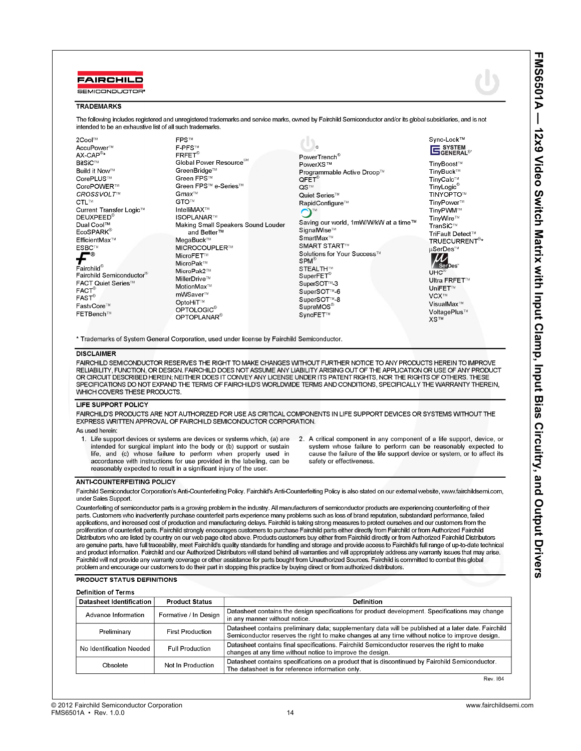## TRADEMARKS

The following includes registered and unregistered trademarks and service marks, owned by Fairchild Semiconductor and/or its global subsidiaries, and is not intended to be an exhaustive list of all such trademarks.

2Cool™
AccuPower™
AX-CAP®*
BitSiC™
Build it Now™
CorePLUS™
CorePOWER™
*CROSSVOLT*™
CTL™
Current Transfer Logic™
DEUXPEED®
Dual Cool™
EcoSPARK®
EfficientMax™
ESBC™
®
Fairchild®
Fairchild Semiconductor®
FACT Quiet Series™
FACT®
FAST®
FastvCore™
FETBench™
FPS™
F-PFS™
FRFET®
Global Power Resource℠
GreenBridge™
Green FPS™
Green FPS™ e-Series™
*Gmax*™
GTO™
IntelliMAX™
ISOPLANAR™
Making Small Speakers Sound Louder and Better™
MegaBuck™
MICROCOUPLER™
MicroFET™
MicroPak™
MicroPak2™
MillerDrive™
MotionMax™
mWSaver™
OptoHiT™
OPTOLOGIC®
OPTOPLANAR®
®
PowerTrench®
PowerXS™
Programmable Active Droop™
QFET®
QS™
Quiet Series™
RapidConfigure™
™
Saving our world, 1mW/W/kW at a time™
SignalWise™
SmartMax™
SMART START™
Solutions for Your Success™
SPM®
STEALTH™
SuperFET®
SuperSOT™-3
SuperSOT™-6
SuperSOT™-8
SupreMOS®
SyncFET™
Sync-Lock™
SYSTEM GENERAL®*
TinyBoost™
TinyBuck™
TinyCalc™
TinyLogic®
TINYOPTO™
TinyPower™
TinyPWM™
TinyWire™
TranSiC™
TriFault Detect™
TRUECURRENT®*
μSerDes™
SerDes™
UHC®
Ultra FRFET™
UniFET™
VCX™
VisualMax™
VoltagePlus™
XS™

\* Trademarks of System General Corporation, used under license by Fairchild Semiconductor.

## DISCLAIMER

FAIRCHILD SEMICONDUCTOR RESERVES THE RIGHT TO MAKE CHANGES WITHOUT FURTHER NOTICE TO ANY PRODUCTS HEREIN TO IMPROVE RELIABILITY, FUNCTION, OR DESIGN. FAIRCHILD DOES NOT ASSUME ANY LIABILITY ARISING OUT OF THE APPLICATION OR USE OF ANY PRODUCT OR CIRCUIT DESCRIBED HEREIN; NEITHER DOES IT CONVEY ANY LICENSE UNDER ITS PATENT RIGHTS, NOR THE RIGHTS OF OTHERS. THESE SPECIFICATIONS DO NOT EXPAND THE TERMS OF FAIRCHILD'S WORLDWIDE TERMS AND CONDITIONS, SPECIFICALLY THE WARRANTY THEREIN, WHICH COVERS THESE PRODUCTS.

## LIFE SUPPORT POLICY

FAIRCHILD'S PRODUCTS ARE NOT AUTHORIZED FOR USE AS CRITICAL COMPONENTS IN LIFE SUPPORT DEVICES OR SYSTEMS WITHOUT THE EXPRESS WRITTEN APPROVAL OF FAIRCHILD SEMICONDUCTOR CORPORATION.

As used herein:

1. Life support devices or systems are devices or systems which, (a) are intended for surgical implant into the body or (b) support or sustain life, and (c) whose failure to perform when properly used in accordance with instructions for use provided in the labeling, can be reasonably expected to result in a significant injury of the user.
2. A critical component in any component of a life support, device, or system whose failure to perform can be reasonably expected to cause the failure of the life support device or system, or to affect its safety or effectiveness.

## ANTI-COUNTERFEITING POLICY

Fairchild Semiconductor Corporation's Anti-Counterfeiting Policy. Fairchild's Anti-Counterfeiting Policy is also stated on our external website, www.fairchildsemi.com, under Sales Support.

Counterfeiting of semiconductor parts is a growing problem in the industry. All manufacturers of semiconductor products are experiencing counterfeiting of their parts. Customers who inadvertently purchase counterfeit parts experience many problems such as loss of brand reputation, substandard performance, failed applications, and increased cost of production and manufacturing delays. Fairchild is taking strong measures to protect ourselves and our customers from the proliferation of counterfeit parts. Fairchild strongly encourages customers to purchase Fairchild parts either directly from Fairchild or from Authorized Fairchild Distributors who are listed by country on our web page cited above. Products customers buy either from Fairchild directly or from Authorized Fairchild Distributors are genuine parts, have full traceability, meet Fairchild's quality standards for handling and storage and provide access to Fairchild's full range of up-to-date technical and product information. Fairchild and our Authorized Distributors will stand behind all warranties and will appropriately address any warranty issues that may arise. Fairchild will not provide any warranty coverage or other assistance for parts bought from Unauthorized Sources. Fairchild is committed to combat this global problem and encourage our customers to do their part in stopping this practice by buying direct or from authorized distributors.

## PRODUCT STATUS DEFINITIONS

### Definition of Terms

| Datasheet Identification | Product Status | Definition |
|---|---|---|
| Advance Information | Formative / In Design | Datasheet contains the design specifications for product development. Specifications may change in any manner without notice. |
| Preliminary | First Production | Datasheet contains preliminary data; supplementary data will be published at a later date. Fairchild Semiconductor reserves the right to make changes at any time without notice to improve design. |
| No Identification Needed | Full Production | Datasheet contains final specifications. Fairchild Semiconductor reserves the right to make changes at any time without notice to improve the design. |
| Obsolete | Not In Production | Datasheet contains specifications on a product that is discontinued by Fairchild Semiconductor. The datasheet is for reference information only. |

Rev. I64